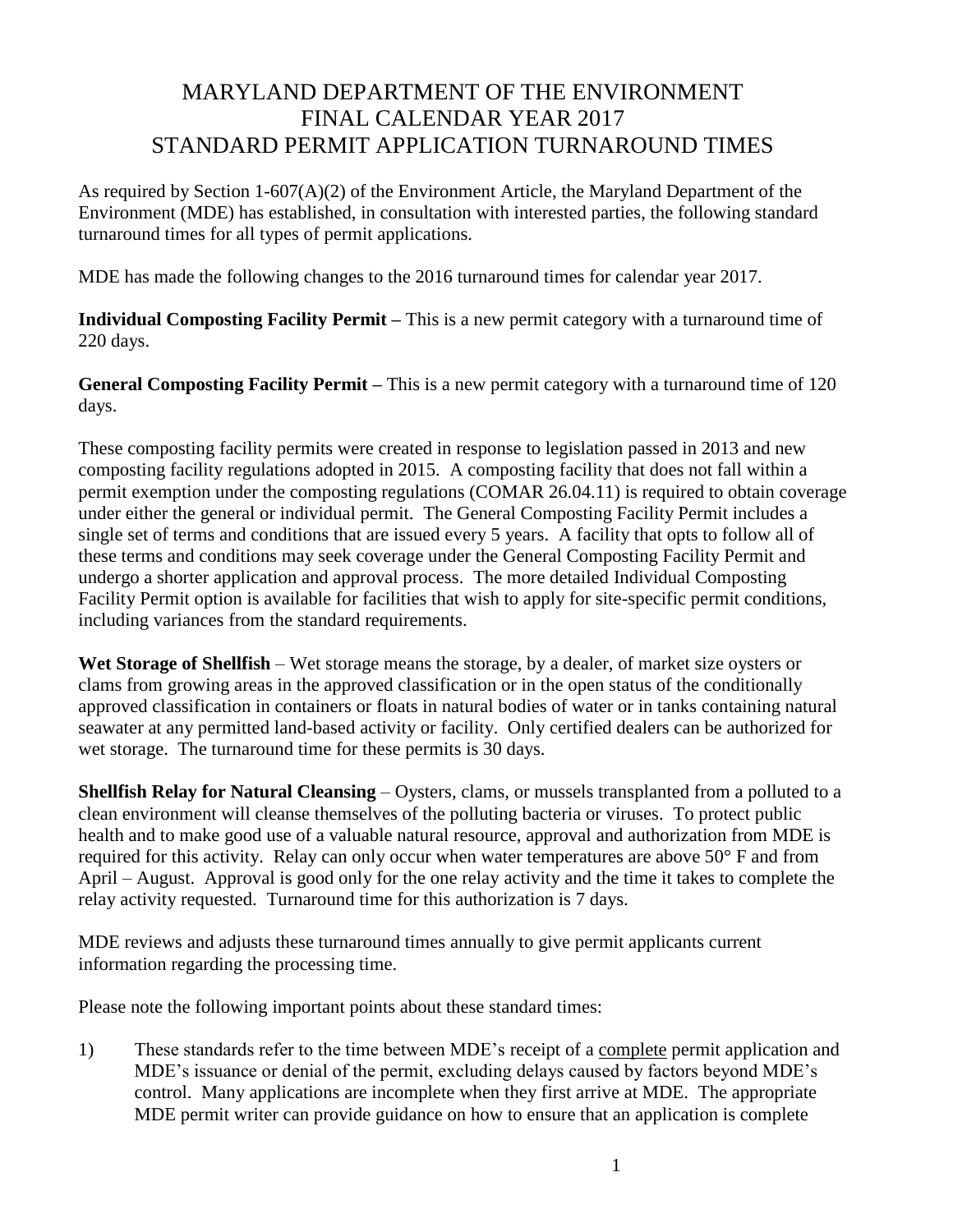# MARYLAND DEPARTMENT OF THE ENVIRONMENT
# FINAL CALENDAR YEAR 2017
# STANDARD PERMIT APPLICATION TURNAROUND TIMES

As required by Section 1-607(A)(2) of the Environment Article, the Maryland Department of the Environment (MDE) has established, in consultation with interested parties, the following standard turnaround times for all types of permit applications.

MDE has made the following changes to the 2016 turnaround times for calendar year 2017.

**Individual Composting Facility Permit –** This is a new permit category with a turnaround time of 220 days.

**General Composting Facility Permit –** This is a new permit category with a turnaround time of 120 days.

These composting facility permits were created in response to legislation passed in 2013 and new composting facility regulations adopted in 2015. A composting facility that does not fall within a permit exemption under the composting regulations (COMAR 26.04.11) is required to obtain coverage under either the general or individual permit. The General Composting Facility Permit includes a single set of terms and conditions that are issued every 5 years. A facility that opts to follow all of these terms and conditions may seek coverage under the General Composting Facility Permit and undergo a shorter application and approval process. The more detailed Individual Composting Facility Permit option is available for facilities that wish to apply for site-specific permit conditions, including variances from the standard requirements.

**Wet Storage of Shellfish** – Wet storage means the storage, by a dealer, of market size oysters or clams from growing areas in the approved classification or in the open status of the conditionally approved classification in containers or floats in natural bodies of water or in tanks containing natural seawater at any permitted land-based activity or facility. Only certified dealers can be authorized for wet storage. The turnaround time for these permits is 30 days.

**Shellfish Relay for Natural Cleansing** – Oysters, clams, or mussels transplanted from a polluted to a clean environment will cleanse themselves of the polluting bacteria or viruses. To protect public health and to make good use of a valuable natural resource, approval and authorization from MDE is required for this activity. Relay can only occur when water temperatures are above 50° F and from April – August. Approval is good only for the one relay activity and the time it takes to complete the relay activity requested. Turnaround time for this authorization is 7 days.

MDE reviews and adjusts these turnaround times annually to give permit applicants current information regarding the processing time.

Please note the following important points about these standard times:

1) These standards refer to the time between MDE's receipt of a complete permit application and MDE's issuance or denial of the permit, excluding delays caused by factors beyond MDE's control. Many applications are incomplete when they first arrive at MDE. The appropriate MDE permit writer can provide guidance on how to ensure that an application is complete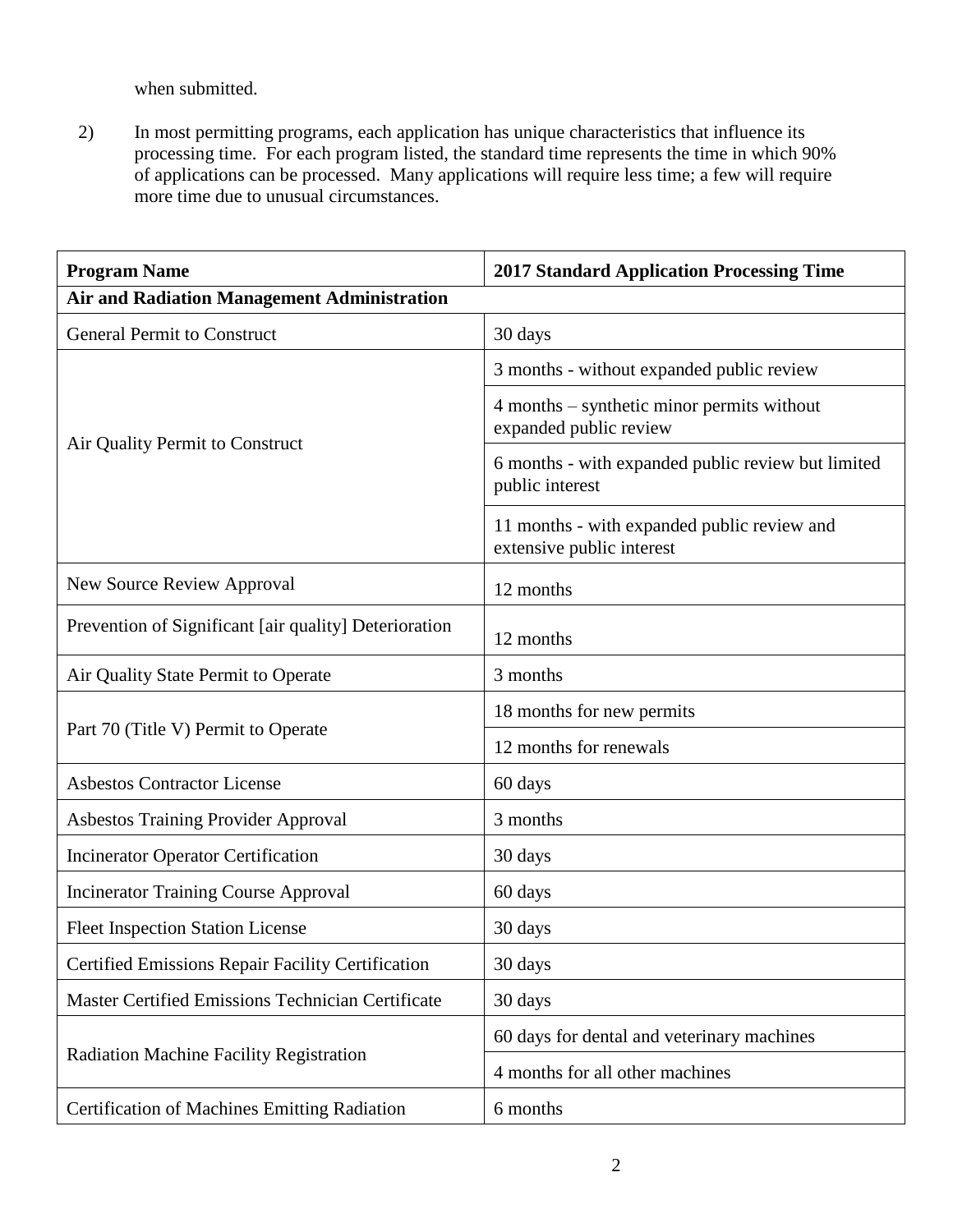when submitted.

2) In most permitting programs, each application has unique characteristics that influence its processing time. For each program listed, the standard time represents the time in which 90% of applications can be processed. Many applications will require less time; a few will require more time due to unusual circumstances.

| Program Name | 2017 Standard Application Processing Time |
|---|---|
| **Air and Radiation Management Administration** | |
| General Permit to Construct | 30 days |
| Air Quality Permit to Construct | 3 months - without expanded public review |
| | 4 months – synthetic minor permits without expanded public review |
| | 6 months - with expanded public review but limited public interest |
| | 11 months - with expanded public review and extensive public interest |
| New Source Review Approval | 12 months |
| Prevention of Significant [air quality] Deterioration | 12 months |
| Air Quality State Permit to Operate | 3 months |
| Part 70 (Title V) Permit to Operate | 18 months for new permits |
| | 12 months for renewals |
| Asbestos Contractor License | 60 days |
| Asbestos Training Provider Approval | 3 months |
| Incinerator Operator Certification | 30 days |
| Incinerator Training Course Approval | 60 days |
| Fleet Inspection Station License | 30 days |
| Certified Emissions Repair Facility Certification | 30 days |
| Master Certified Emissions Technician Certificate | 30 days |
| Radiation Machine Facility Registration | 60 days for dental and veterinary machines |
| | 4 months for all other machines |
| Certification of Machines Emitting Radiation | 6 months |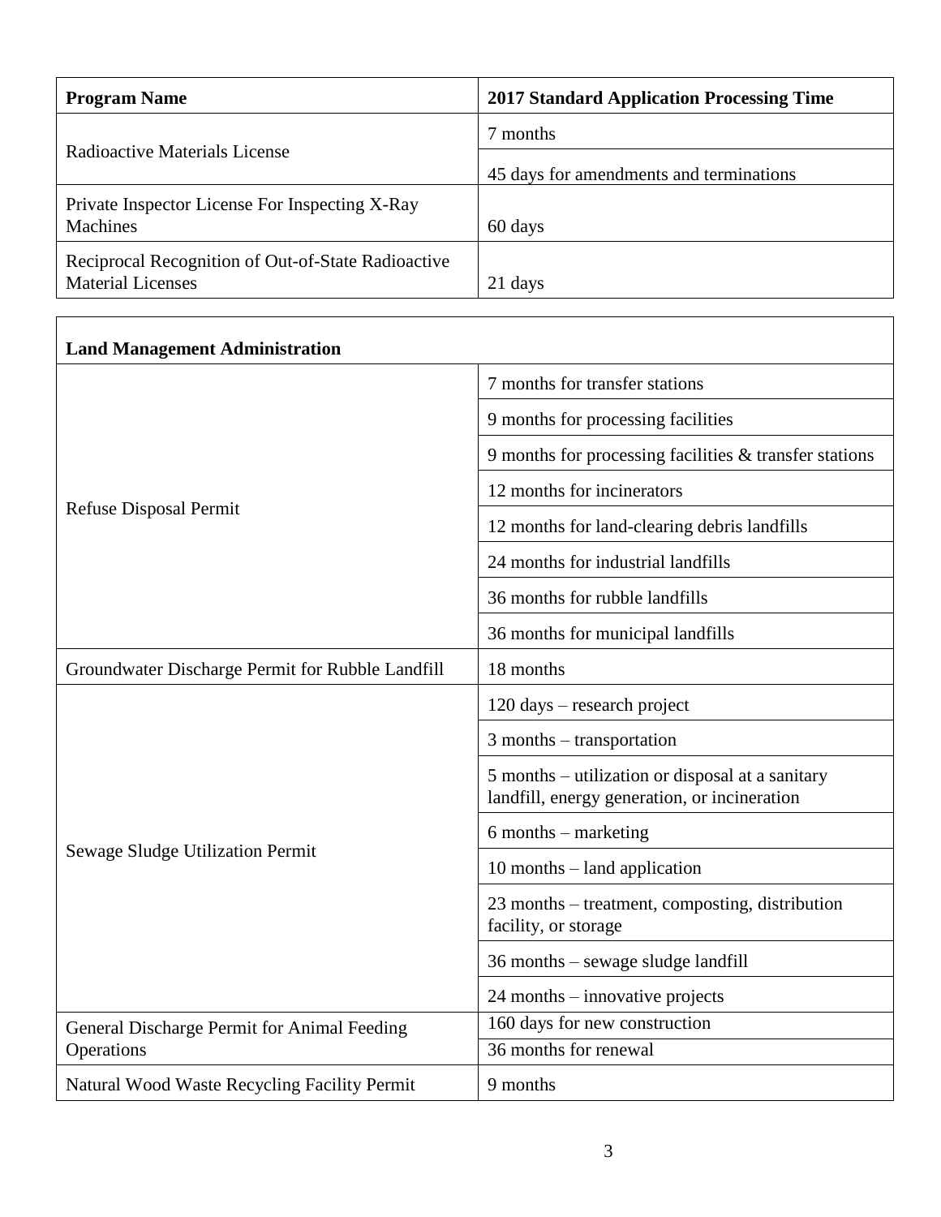| Program Name | 2017 Standard Application Processing Time |
| --- | --- |
| Radioactive Materials License | 7 months |
| | 45 days for amendments and terminations |
| Private Inspector License For Inspecting X-Ray Machines | 60 days |
| Reciprocal Recognition of Out-of-State Radioactive Material Licenses | 21 days |

| Land Management Administration | |
| --- | --- |
| Refuse Disposal Permit | 7 months for transfer stations |
| | 9 months for processing facilities |
| | 9 months for processing facilities & transfer stations |
| | 12 months for incinerators |
| | 12 months for land-clearing debris landfills |
| | 24 months for industrial landfills |
| | 36 months for rubble landfills |
| | 36 months for municipal landfills |
| Groundwater Discharge Permit for Rubble Landfill | 18 months |
| Sewage Sludge Utilization Permit | 120 days – research project |
| | 3 months – transportation |
| | 5 months – utilization or disposal at a sanitary landfill, energy generation, or incineration |
| | 6 months – marketing |
| | 10 months – land application |
| | 23 months – treatment, composting, distribution facility, or storage |
| | 36 months – sewage sludge landfill |
| | 24 months – innovative projects |
| General Discharge Permit for Animal Feeding Operations | 160 days for new construction |
| | 36 months for renewal |
| Natural Wood Waste Recycling Facility Permit | 9 months |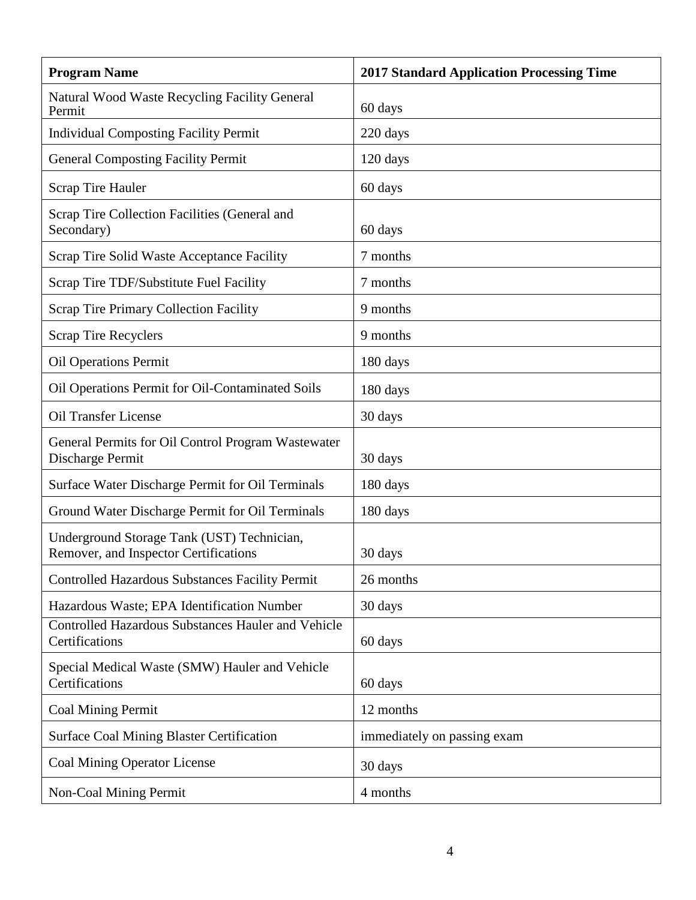| Program Name | 2017 Standard Application Processing Time |
| --- | --- |
| Natural Wood Waste Recycling Facility General Permit | 60 days |
| Individual Composting Facility Permit | 220 days |
| General Composting Facility Permit | 120 days |
| Scrap Tire Hauler | 60 days |
| Scrap Tire Collection Facilities (General and Secondary) | 60 days |
| Scrap Tire Solid Waste Acceptance Facility | 7 months |
| Scrap Tire TDF/Substitute Fuel Facility | 7 months |
| Scrap Tire Primary Collection Facility | 9 months |
| Scrap Tire Recyclers | 9 months |
| Oil Operations Permit | 180 days |
| Oil Operations Permit for Oil-Contaminated Soils | 180 days |
| Oil Transfer License | 30 days |
| General Permits for Oil Control Program Wastewater Discharge Permit | 30 days |
| Surface Water Discharge Permit for Oil Terminals | 180 days |
| Ground Water Discharge Permit for Oil Terminals | 180 days |
| Underground Storage Tank (UST) Technician, Remover, and Inspector Certifications | 30 days |
| Controlled Hazardous Substances Facility Permit | 26 months |
| Hazardous Waste; EPA Identification Number | 30 days |
| Controlled Hazardous Substances Hauler and Vehicle Certifications | 60 days |
| Special Medical Waste (SMW) Hauler and Vehicle Certifications | 60 days |
| Coal Mining Permit | 12 months |
| Surface Coal Mining Blaster Certification | immediately on passing exam |
| Coal Mining Operator License | 30 days |
| Non-Coal Mining Permit | 4 months |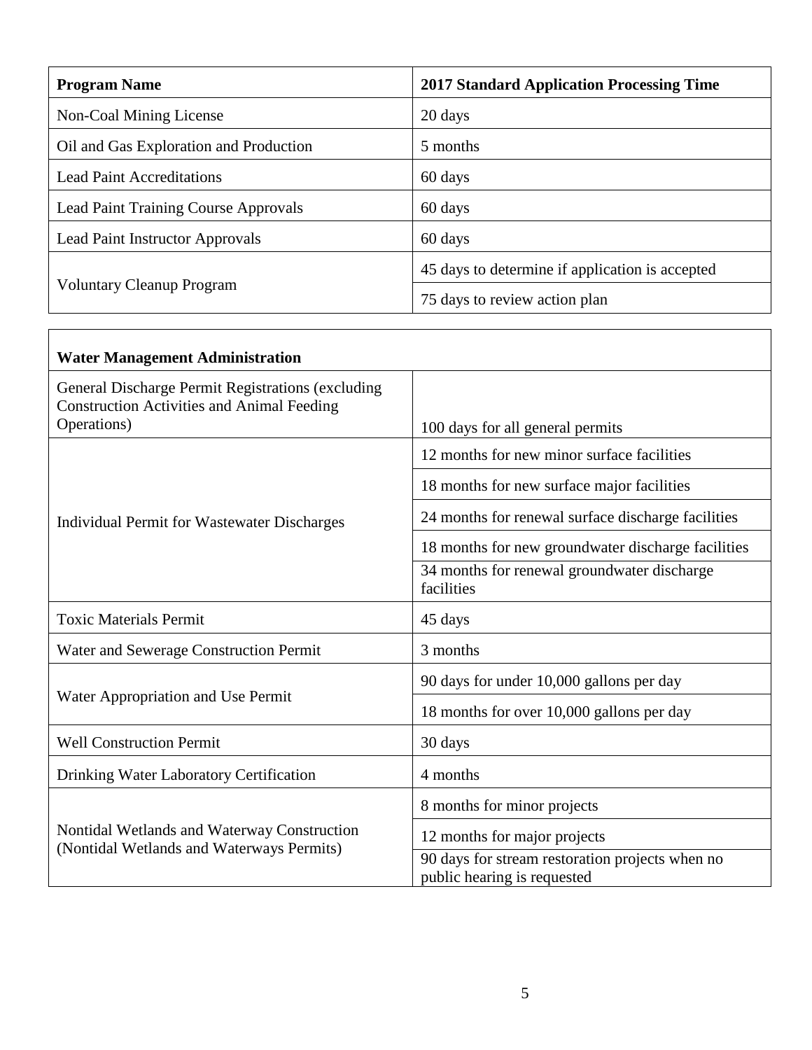| Program Name | 2017 Standard Application Processing Time |
|---|---|
| Non-Coal Mining License | 20 days |
| Oil and Gas Exploration and Production | 5 months |
| Lead Paint Accreditations | 60 days |
| Lead Paint Training Course Approvals | 60 days |
| Lead Paint Instructor Approvals | 60 days |
| Voluntary Cleanup Program | 45 days to determine if application is accepted |
| | 75 days to review action plan |

| **Water Management Administration** | |
|---|---|
| General Discharge Permit Registrations (excluding Construction Activities and Animal Feeding Operations) | 100 days for all general permits |
| Individual Permit for Wastewater Discharges | 12 months for new minor surface facilities |
| | 18 months for new surface major facilities |
| | 24 months for renewal surface discharge facilities |
| | 18 months for new groundwater discharge facilities |
| | 34 months for renewal groundwater discharge facilities |
| Toxic Materials Permit | 45 days |
| Water and Sewerage Construction Permit | 3 months |
| Water Appropriation and Use Permit | 90 days for under 10,000 gallons per day |
| | 18 months for over 10,000 gallons per day |
| Well Construction Permit | 30 days |
| Drinking Water Laboratory Certification | 4 months |
| Nontidal Wetlands and Waterway Construction (Nontidal Wetlands and Waterways Permits) | 8 months for minor projects |
| | 12 months for major projects |
| | 90 days for stream restoration projects when no public hearing is requested |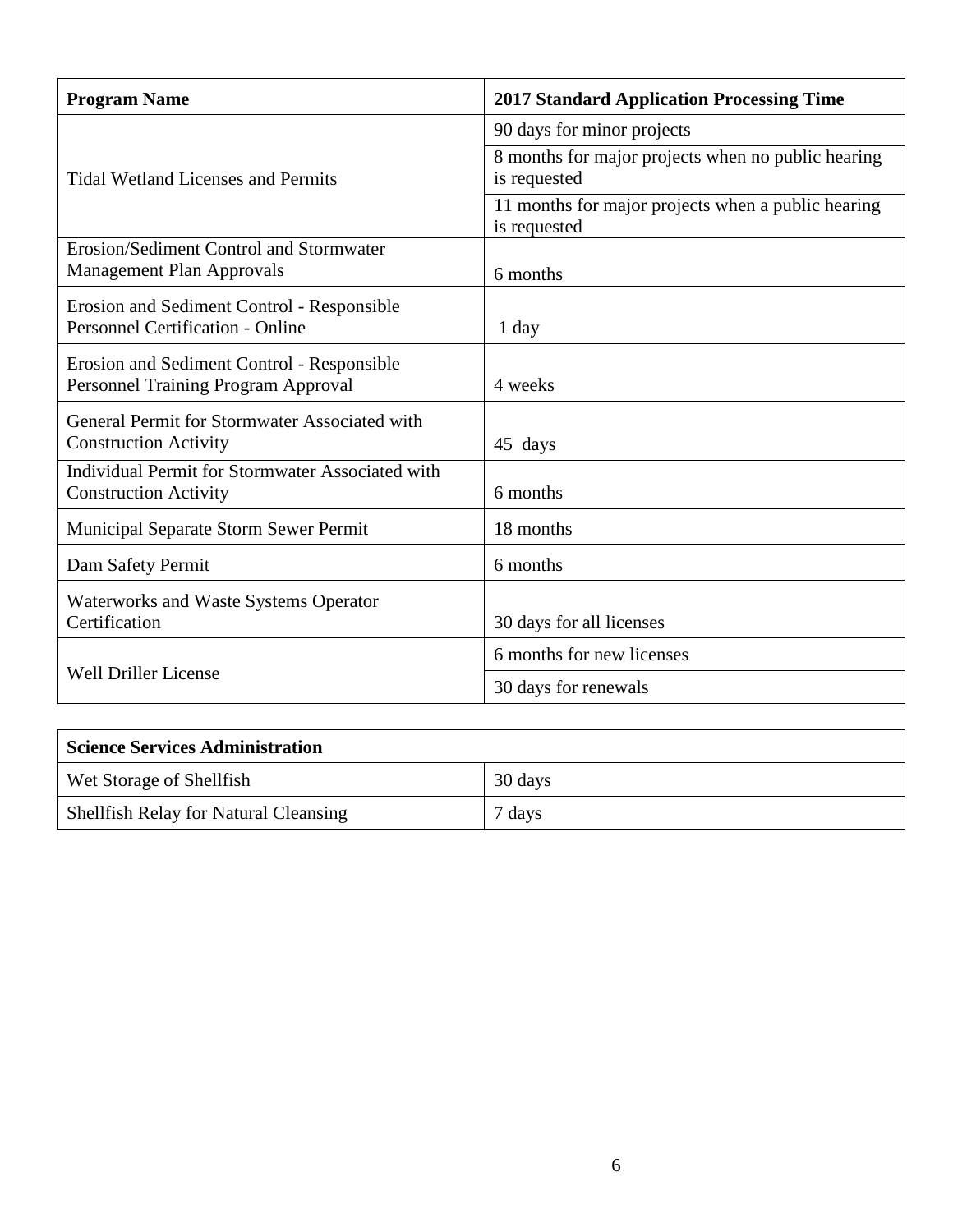| Program Name | 2017 Standard Application Processing Time |
|---|---|
| Tidal Wetland Licenses and Permits | 90 days for minor projects |
| | 8 months for major projects when no public hearing is requested |
| | 11 months for major projects when a public hearing is requested |
| Erosion/Sediment Control and Stormwater Management Plan Approvals | 6 months |
| Erosion and Sediment Control - Responsible Personnel Certification - Online | 1 day |
| Erosion and Sediment Control - Responsible Personnel Training Program Approval | 4 weeks |
| General Permit for Stormwater Associated with Construction Activity | 45 days |
| Individual Permit for Stormwater Associated with Construction Activity | 6 months |
| Municipal Separate Storm Sewer Permit | 18 months |
| Dam Safety Permit | 6 months |
| Waterworks and Waste Systems Operator Certification | 30 days for all licenses |
| Well Driller License | 6 months for new licenses |
| | 30 days for renewals |

| Science Services Administration | |
|---|---|
| Wet Storage of Shellfish | 30 days |
| Shellfish Relay for Natural Cleansing | 7 days |